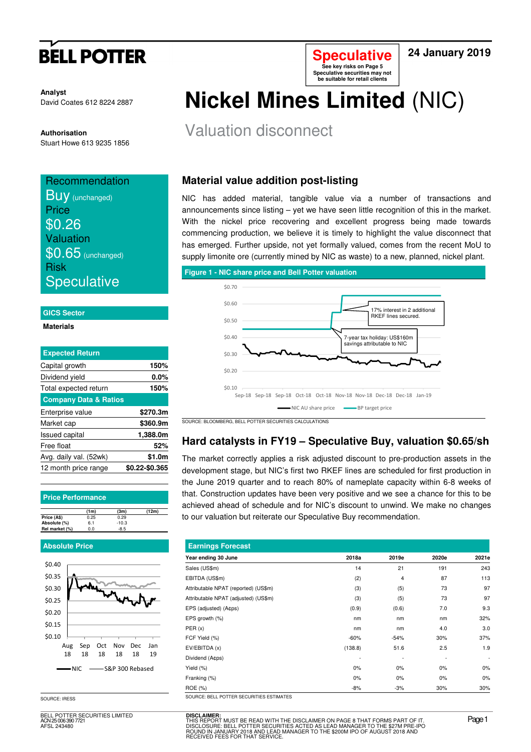# BELL POTTER

**Speculative**
See key risks on Page 5
Speculative securities may not be suitable for retail clients

**24 January 2019**

**Analyst**
David Coates 612 8224 2887

**Authorisation**
Stuart Howe 613 9235 1856

# Nickel Mines Limited (NIC)

## Valuation disconnect

Recommendation
**Buy** (unchanged)
Price
**$0.26**
Valuation
**$0.65** (unchanged)
Risk
**Speculative**

**GICS Sector**

**Materials**

| Expected Return | |
|---|---|
| Capital growth | 150% |
| Dividend yield | 0.0% |
| Total expected return | 150% |
| **Company Data & Ratios** | |
| Enterprise value | $270.3m |
| Market cap | $360.9m |
| Issued capital | 1,388.0m |
| Free float | 52% |
| Avg. daily val. (52wk) | $1.0m |
| 12 month price range | $0.22-$0.365 |

**Price Performance**

| | (1m) | (3m) | (12m) |
|---|---|---|---|
| Price (A$) | 0.25 | 0.29 | |
| Absolute (%) | 6.1 | -10.3 | |
| Rel market (%) | 0.0 | -8.5 | |

**Absolute Price**

SOURCE: IRESS

## Material value addition post-listing

NIC has added material, tangible value via a number of transactions and announcements since listing – yet we have seen little recognition of this in the market. With the nickel price recovering and excellent progress being made towards commencing production, we believe it is timely to highlight the value disconnect that has emerged. Further upside, not yet formally valued, comes from the recent MoU to supply limonite ore (currently mined by NIC as waste) to a new, planned, nickel plant.

**Figure 1 - NIC share price and Bell Potter valuation**

SOURCE: BLOOMBERG, BELL POTTER SECURITIES CALCULATIONS

## Hard catalysts in FY19 – Speculative Buy, valuation $0.65/sh

The market correctly applies a risk adjusted discount to pre-production assets in the development stage, but NIC's first two RKEF lines are scheduled for first production in the June 2019 quarter and to reach 80% of nameplate capacity within 6-8 weeks of that. Construction updates have been very positive and we see a chance for this to be achieved ahead of schedule and for NIC's discount to unwind. We make no changes to our valuation but reiterate our Speculative Buy recommendation.

**Earnings Forecast**

| Year ending 30 June | 2018a | 2019e | 2020e | 2021e |
|---|---|---|---|---|
| Sales (US$m) | 14 | 21 | 191 | 243 |
| EBITDA (US$m) | (2) | 4 | 87 | 113 |
| Attributable NPAT (reported) (US$m) | (3) | (5) | 73 | 97 |
| Attributable NPAT (adjusted) (US$m) | (3) | (5) | 73 | 97 |
| EPS (adjusted) (A¢ps) | (0.9) | (0.6) | 7.0 | 9.3 |
| EPS growth (%) | nm | nm | nm | 32% |
| PER (x) | nm | nm | 4.0 | 3.0 |
| FCF Yield (%) | -60% | -54% | 30% | 37% |
| EV/EBITDA (x) | (138.8) | 51.6 | 2.5 | 1.9 |
| Dividend (A¢ps) | - | - | - | - |
| Yield (%) | 0% | 0% | 0% | 0% |
| Franking (%) | 0% | 0% | 0% | 0% |
| ROE (%) | -8% | -3% | 30% | 30% |

SOURCE: BELL POTTER SECURITIES ESTIMATES

BELL POTTER SECURITIES LIMITED
ACN 25 006 390 7721
AFSL 243480

**DISCLAIMER:**
THIS REPORT MUST BE READ WITH THE DISCLAIMER ON PAGE 8 THAT FORMS PART OF IT.
DISCLOSURE: BELL POTTER SECURITIES ACTED AS LEAD MANAGER TO THE $27M PRE-IPO ROUND IN JANUARY 2018 AND LEAD MANAGER TO THE $200M IPO OF AUGUST 2018 AND RECEIVED FEES FOR THAT SERVICE.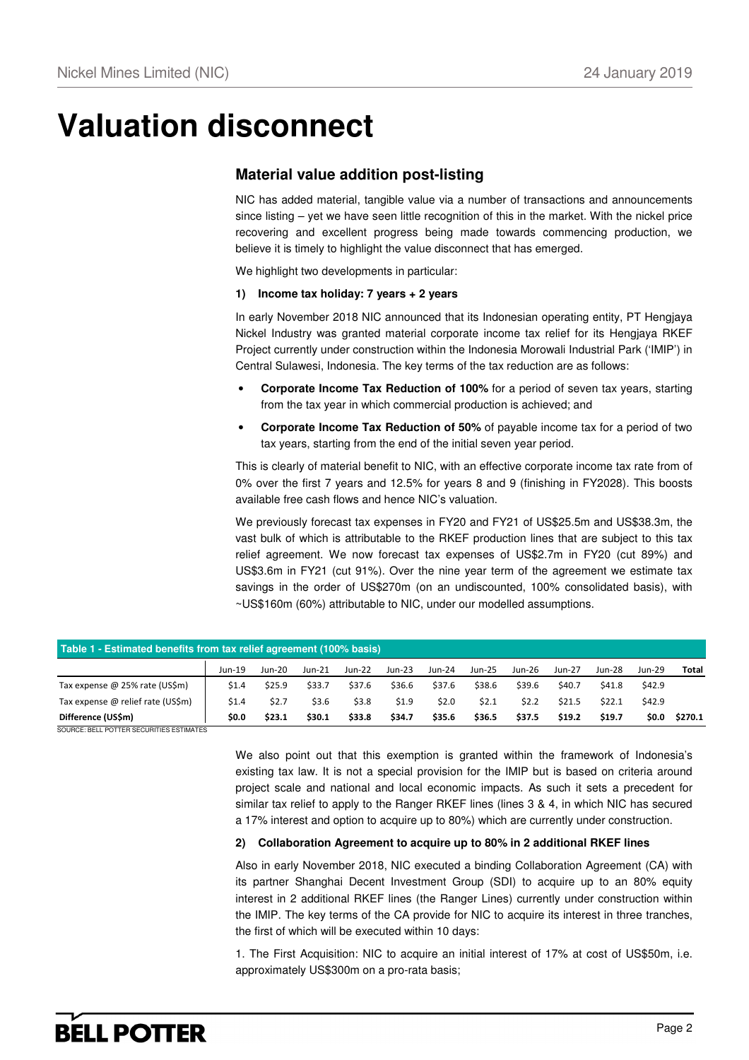# Valuation disconnect

## Material value addition post-listing

NIC has added material, tangible value via a number of transactions and announcements since listing – yet we have seen little recognition of this in the market. With the nickel price recovering and excellent progress being made towards commencing production, we believe it is timely to highlight the value disconnect that has emerged.

We highlight two developments in particular:

**1) Income tax holiday: 7 years + 2 years**

In early November 2018 NIC announced that its Indonesian operating entity, PT Hengjaya Nickel Industry was granted material corporate income tax relief for its Hengjaya RKEF Project currently under construction within the Indonesia Morowali Industrial Park ('IMIP') in Central Sulawesi, Indonesia. The key terms of the tax reduction are as follows:

- **Corporate Income Tax Reduction of 100%** for a period of seven tax years, starting from the tax year in which commercial production is achieved; and
- **Corporate Income Tax Reduction of 50%** of payable income tax for a period of two tax years, starting from the end of the initial seven year period.

This is clearly of material benefit to NIC, with an effective corporate income tax rate from of 0% over the first 7 years and 12.5% for years 8 and 9 (finishing in FY2028). This boosts available free cash flows and hence NIC's valuation.

We previously forecast tax expenses in FY20 and FY21 of US$25.5m and US$38.3m, the vast bulk of which is attributable to the RKEF production lines that are subject to this tax relief agreement. We now forecast tax expenses of US$2.7m in FY20 (cut 89%) and US$3.6m in FY21 (cut 91%). Over the nine year term of the agreement we estimate tax savings in the order of US$270m (on an undiscounted, 100% consolidated basis), with ~US$160m (60%) attributable to NIC, under our modelled assumptions.

**Table 1 - Estimated benefits from tax relief agreement (100% basis)**

| | Jun-19 | Jun-20 | Jun-21 | Jun-22 | Jun-23 | Jun-24 | Jun-25 | Jun-26 | Jun-27 | Jun-28 | Jun-29 | Total |
|---|---|---|---|---|---|---|---|---|---|---|---|---|
| Tax expense @ 25% rate (US$m) | $1.4 | $25.9 | $33.7 | $37.6 | $36.6 | $37.6 | $38.6 | $39.6 | $40.7 | $41.8 | $42.9 | |
| Tax expense @ relief rate (US$m) | $1.4 | $2.7 | $3.6 | $3.8 | $1.9 | $2.0 | $2.1 | $2.2 | $21.5 | $22.1 | $42.9 | |
| **Difference (US$m)** | **$0.0** | **$23.1** | **$30.1** | **$33.8** | **$34.7** | **$35.6** | **$36.5** | **$37.5** | **$19.2** | **$19.7** | **$0.0** | **$270.1** |

SOURCE: BELL POTTER SECURITIES ESTIMATES

We also point out that this exemption is granted within the framework of Indonesia's existing tax law. It is not a special provision for the IMIP but is based on criteria around project scale and national and local economic impacts. As such it sets a precedent for similar tax relief to apply to the Ranger RKEF lines (lines 3 & 4, in which NIC has secured a 17% interest and option to acquire up to 80%) which are currently under construction.

**2) Collaboration Agreement to acquire up to 80% in 2 additional RKEF lines**

Also in early November 2018, NIC executed a binding Collaboration Agreement (CA) with its partner Shanghai Decent Investment Group (SDI) to acquire up to an 80% equity interest in 2 additional RKEF lines (the Ranger Lines) currently under construction within the IMIP. The key terms of the CA provide for NIC to acquire its interest in three tranches, the first of which will be executed within 10 days:

1. The First Acquisition: NIC to acquire an initial interest of 17% at cost of US$50m, i.e. approximately US$300m on a pro-rata basis;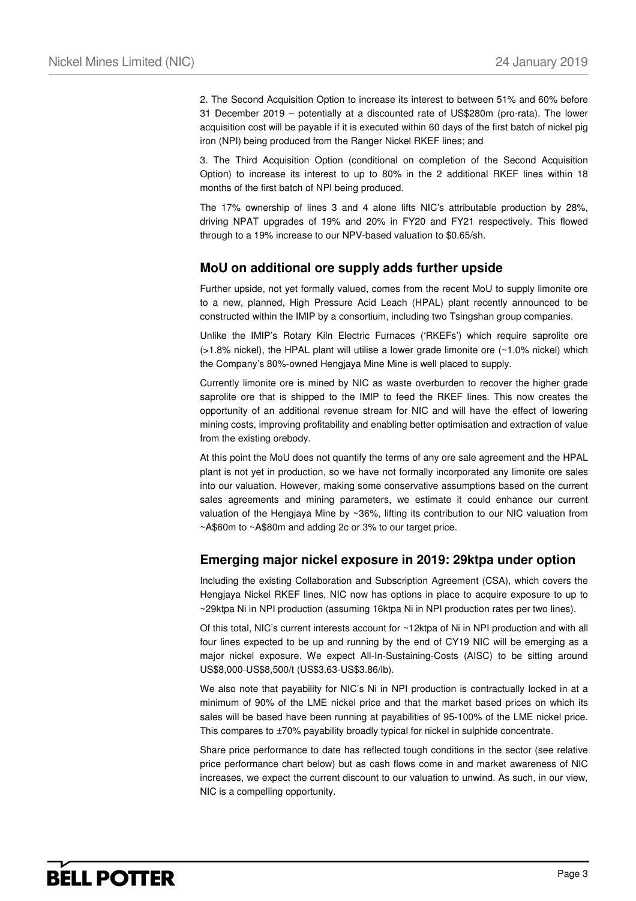2. The Second Acquisition Option to increase its interest to between 51% and 60% before 31 December 2019 – potentially at a discounted rate of US$280m (pro-rata). The lower acquisition cost will be payable if it is executed within 60 days of the first batch of nickel pig iron (NPI) being produced from the Ranger Nickel RKEF lines; and

3. The Third Acquisition Option (conditional on completion of the Second Acquisition Option) to increase its interest to up to 80% in the 2 additional RKEF lines within 18 months of the first batch of NPI being produced.

The 17% ownership of lines 3 and 4 alone lifts NIC's attributable production by 28%, driving NPAT upgrades of 19% and 20% in FY20 and FY21 respectively. This flowed through to a 19% increase to our NPV-based valuation to $0.65/sh.

## MoU on additional ore supply adds further upside

Further upside, not yet formally valued, comes from the recent MoU to supply limonite ore to a new, planned, High Pressure Acid Leach (HPAL) plant recently announced to be constructed within the IMIP by a consortium, including two Tsingshan group companies.

Unlike the IMIP's Rotary Kiln Electric Furnaces ('RKEFs') which require saprolite ore (>1.8% nickel), the HPAL plant will utilise a lower grade limonite ore (~1.0% nickel) which the Company's 80%-owned Hengjaya Mine Mine is well placed to supply.

Currently limonite ore is mined by NIC as waste overburden to recover the higher grade saprolite ore that is shipped to the IMIP to feed the RKEF lines. This now creates the opportunity of an additional revenue stream for NIC and will have the effect of lowering mining costs, improving profitability and enabling better optimisation and extraction of value from the existing orebody.

At this point the MoU does not quantify the terms of any ore sale agreement and the HPAL plant is not yet in production, so we have not formally incorporated any limonite ore sales into our valuation. However, making some conservative assumptions based on the current sales agreements and mining parameters, we estimate it could enhance our current valuation of the Hengjaya Mine by ~36%, lifting its contribution to our NIC valuation from ~A$60m to ~A$80m and adding 2c or 3% to our target price.

## Emerging major nickel exposure in 2019: 29ktpa under option

Including the existing Collaboration and Subscription Agreement (CSA), which covers the Hengjaya Nickel RKEF lines, NIC now has options in place to acquire exposure to up to ~29ktpa Ni in NPI production (assuming 16ktpa Ni in NPI production rates per two lines).

Of this total, NIC's current interests account for ~12ktpa of Ni in NPI production and with all four lines expected to be up and running by the end of CY19 NIC will be emerging as a major nickel exposure. We expect All-In-Sustaining-Costs (AISC) to be sitting around US$8,000-US$8,500/t (US$3.63-US$3.86/lb).

We also note that payability for NIC's Ni in NPI production is contractually locked in at a minimum of 90% of the LME nickel price and that the market based prices on which its sales will be based have been running at payabilities of 95-100% of the LME nickel price. This compares to ±70% payability broadly typical for nickel in sulphide concentrate.

Share price performance to date has reflected tough conditions in the sector (see relative price performance chart below) but as cash flows come in and market awareness of NIC increases, we expect the current discount to our valuation to unwind. As such, in our view, NIC is a compelling opportunity.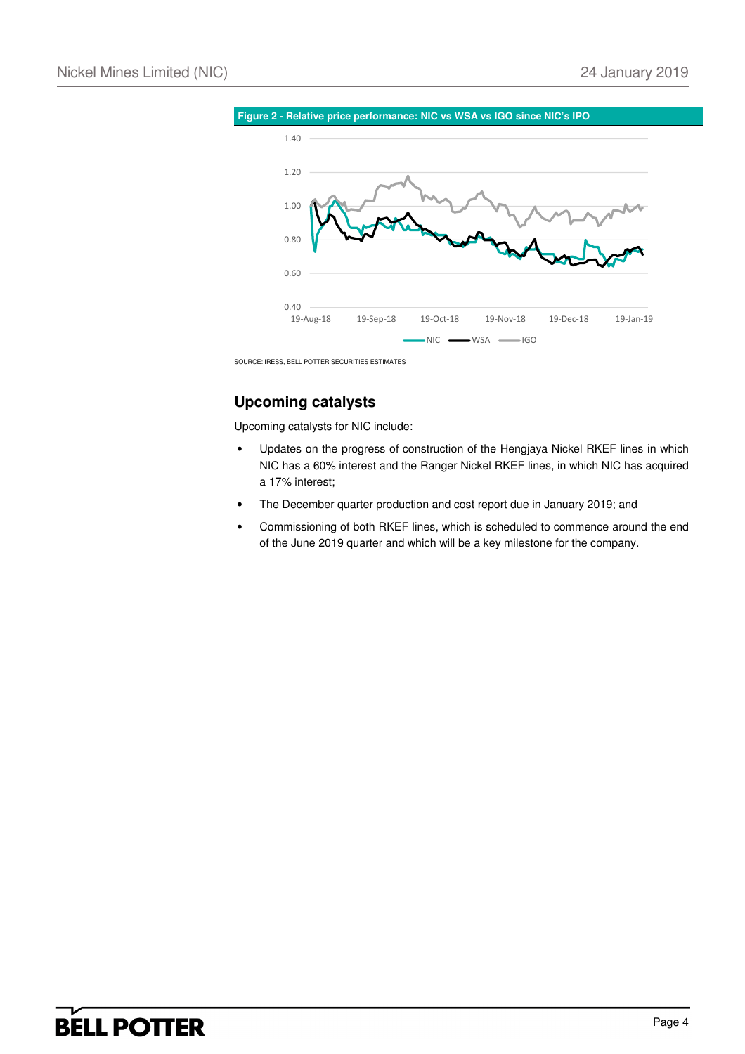**Figure 2 - Relative price performance: NIC vs WSA vs IGO since NIC's IPO**

SOURCE: IRESS, BELL POTTER SECURITIES ESTIMATES

## Upcoming catalysts

Upcoming catalysts for NIC include:

- Updates on the progress of construction of the Hengjaya Nickel RKEF lines in which NIC has a 60% interest and the Ranger Nickel RKEF lines, in which NIC has acquired a 17% interest;
- The December quarter production and cost report due in January 2019; and
- Commissioning of both RKEF lines, which is scheduled to commence around the end of the June 2019 quarter and which will be a key milestone for the company.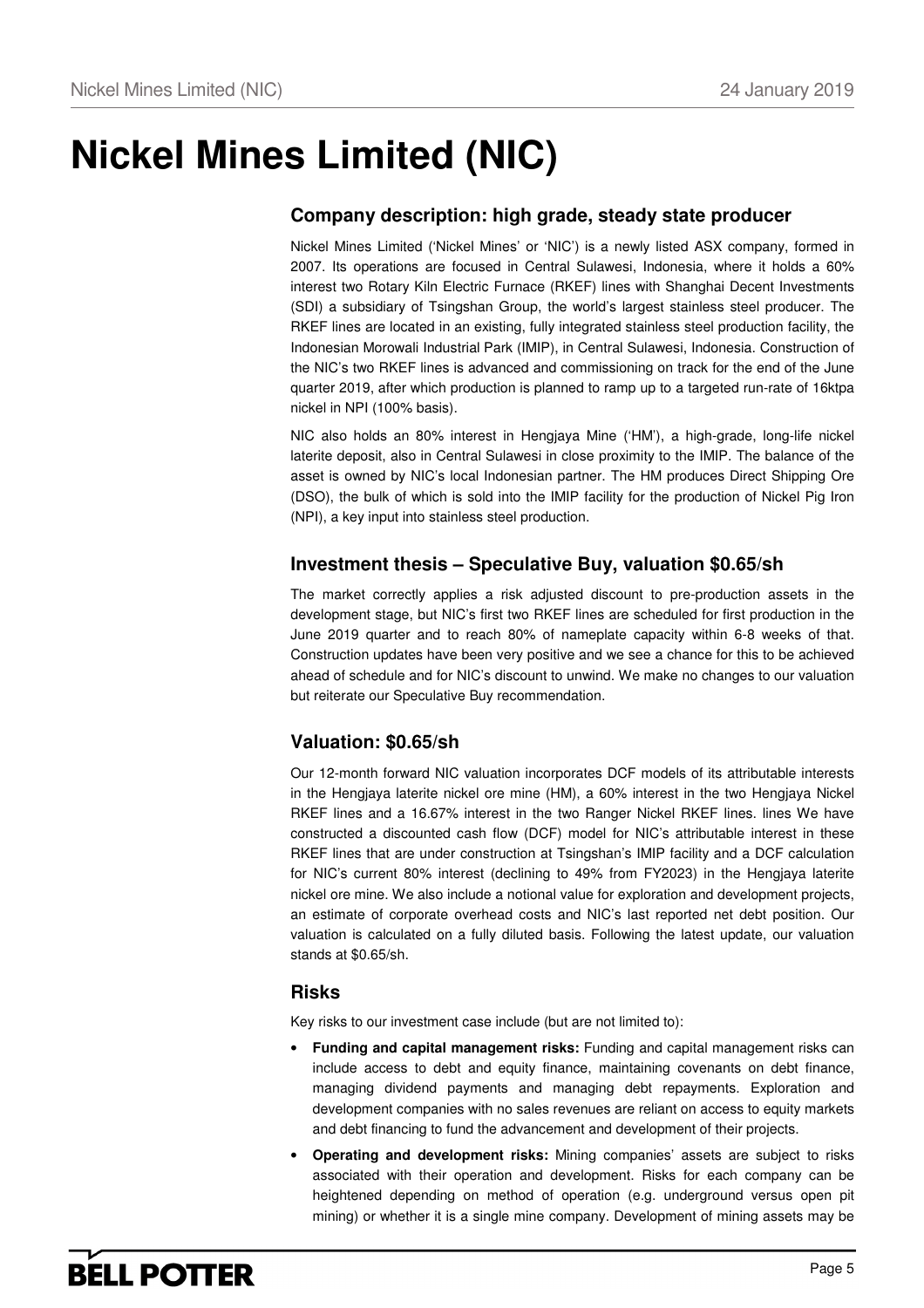# Nickel Mines Limited (NIC)

## Company description: high grade, steady state producer

Nickel Mines Limited ('Nickel Mines' or 'NIC') is a newly listed ASX company, formed in 2007. Its operations are focused in Central Sulawesi, Indonesia, where it holds a 60% interest two Rotary Kiln Electric Furnace (RKEF) lines with Shanghai Decent Investments (SDI) a subsidiary of Tsingshan Group, the world's largest stainless steel producer. The RKEF lines are located in an existing, fully integrated stainless steel production facility, the Indonesian Morowali Industrial Park (IMIP), in Central Sulawesi, Indonesia. Construction of the NIC's two RKEF lines is advanced and commissioning on track for the end of the June quarter 2019, after which production is planned to ramp up to a targeted run-rate of 16ktpa nickel in NPI (100% basis).

NIC also holds an 80% interest in Hengjaya Mine ('HM'), a high-grade, long-life nickel laterite deposit, also in Central Sulawesi in close proximity to the IMIP. The balance of the asset is owned by NIC's local Indonesian partner. The HM produces Direct Shipping Ore (DSO), the bulk of which is sold into the IMIP facility for the production of Nickel Pig Iron (NPI), a key input into stainless steel production.

## Investment thesis – Speculative Buy, valuation $0.65/sh

The market correctly applies a risk adjusted discount to pre-production assets in the development stage, but NIC's first two RKEF lines are scheduled for first production in the June 2019 quarter and to reach 80% of nameplate capacity within 6-8 weeks of that. Construction updates have been very positive and we see a chance for this to be achieved ahead of schedule and for NIC's discount to unwind. We make no changes to our valuation but reiterate our Speculative Buy recommendation.

## Valuation: $0.65/sh

Our 12-month forward NIC valuation incorporates DCF models of its attributable interests in the Hengjaya laterite nickel ore mine (HM), a 60% interest in the two Hengjaya Nickel RKEF lines and a 16.67% interest in the two Ranger Nickel RKEF lines. lines We have constructed a discounted cash flow (DCF) model for NIC's attributable interest in these RKEF lines that are under construction at Tsingshan's IMIP facility and a DCF calculation for NIC's current 80% interest (declining to 49% from FY2023) in the Hengjaya laterite nickel ore mine. We also include a notional value for exploration and development projects, an estimate of corporate overhead costs and NIC's last reported net debt position. Our valuation is calculated on a fully diluted basis. Following the latest update, our valuation stands at $0.65/sh.

## Risks

Key risks to our investment case include (but are not limited to):

- **Funding and capital management risks:** Funding and capital management risks can include access to debt and equity finance, maintaining covenants on debt finance, managing dividend payments and managing debt repayments. Exploration and development companies with no sales revenues are reliant on access to equity markets and debt financing to fund the advancement and development of their projects.
- **Operating and development risks:** Mining companies' assets are subject to risks associated with their operation and development. Risks for each company can be heightened depending on method of operation (e.g. underground versus open pit mining) or whether it is a single mine company. Development of mining assets may be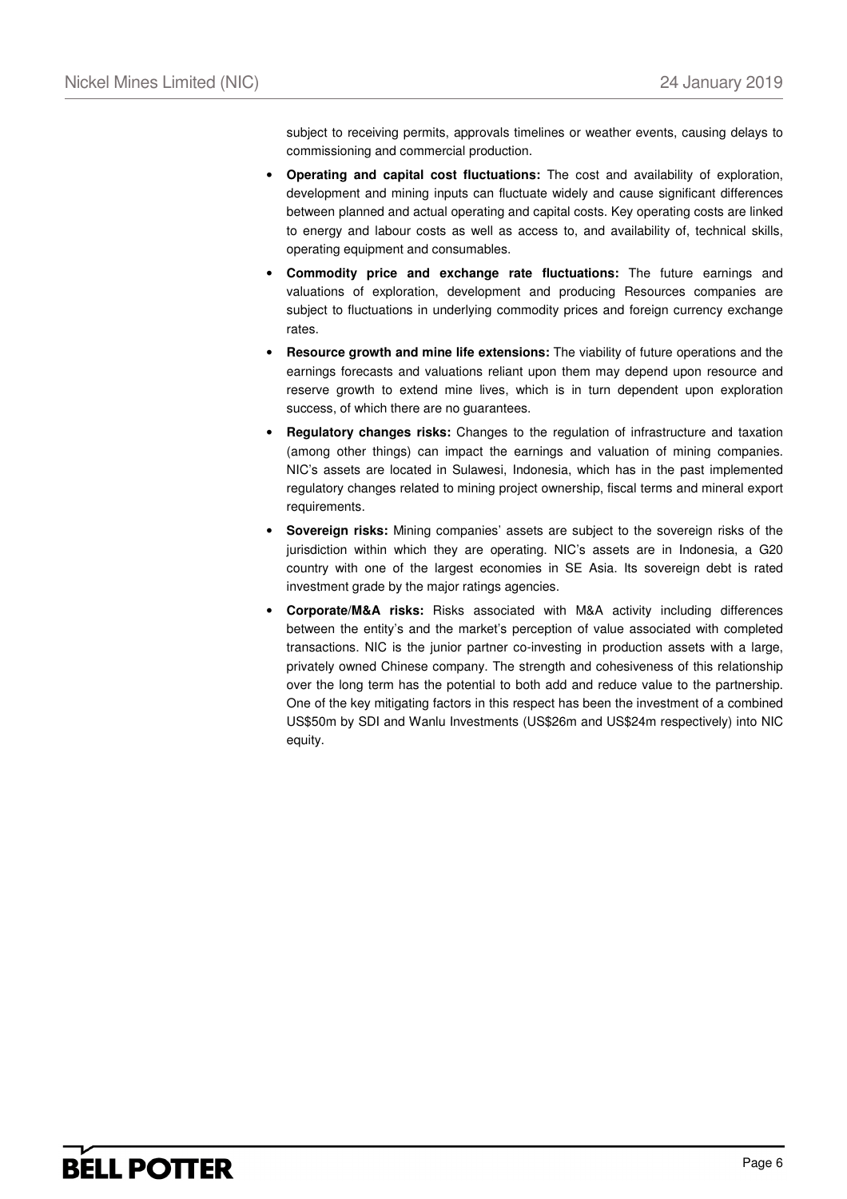subject to receiving permits, approvals timelines or weather events, causing delays to commissioning and commercial production.

- **Operating and capital cost fluctuations:** The cost and availability of exploration, development and mining inputs can fluctuate widely and cause significant differences between planned and actual operating and capital costs. Key operating costs are linked to energy and labour costs as well as access to, and availability of, technical skills, operating equipment and consumables.
- **Commodity price and exchange rate fluctuations:** The future earnings and valuations of exploration, development and producing Resources companies are subject to fluctuations in underlying commodity prices and foreign currency exchange rates.
- **Resource growth and mine life extensions:** The viability of future operations and the earnings forecasts and valuations reliant upon them may depend upon resource and reserve growth to extend mine lives, which is in turn dependent upon exploration success, of which there are no guarantees.
- **Regulatory changes risks:** Changes to the regulation of infrastructure and taxation (among other things) can impact the earnings and valuation of mining companies. NIC's assets are located in Sulawesi, Indonesia, which has in the past implemented regulatory changes related to mining project ownership, fiscal terms and mineral export requirements.
- **Sovereign risks:** Mining companies' assets are subject to the sovereign risks of the jurisdiction within which they are operating. NIC's assets are in Indonesia, a G20 country with one of the largest economies in SE Asia. Its sovereign debt is rated investment grade by the major ratings agencies.
- **Corporate/M&A risks:** Risks associated with M&A activity including differences between the entity's and the market's perception of value associated with completed transactions. NIC is the junior partner co-investing in production assets with a large, privately owned Chinese company. The strength and cohesiveness of this relationship over the long term has the potential to both add and reduce value to the partnership. One of the key mitigating factors in this respect has been the investment of a combined US$50m by SDI and Wanlu Investments (US$26m and US$24m respectively) into NIC equity.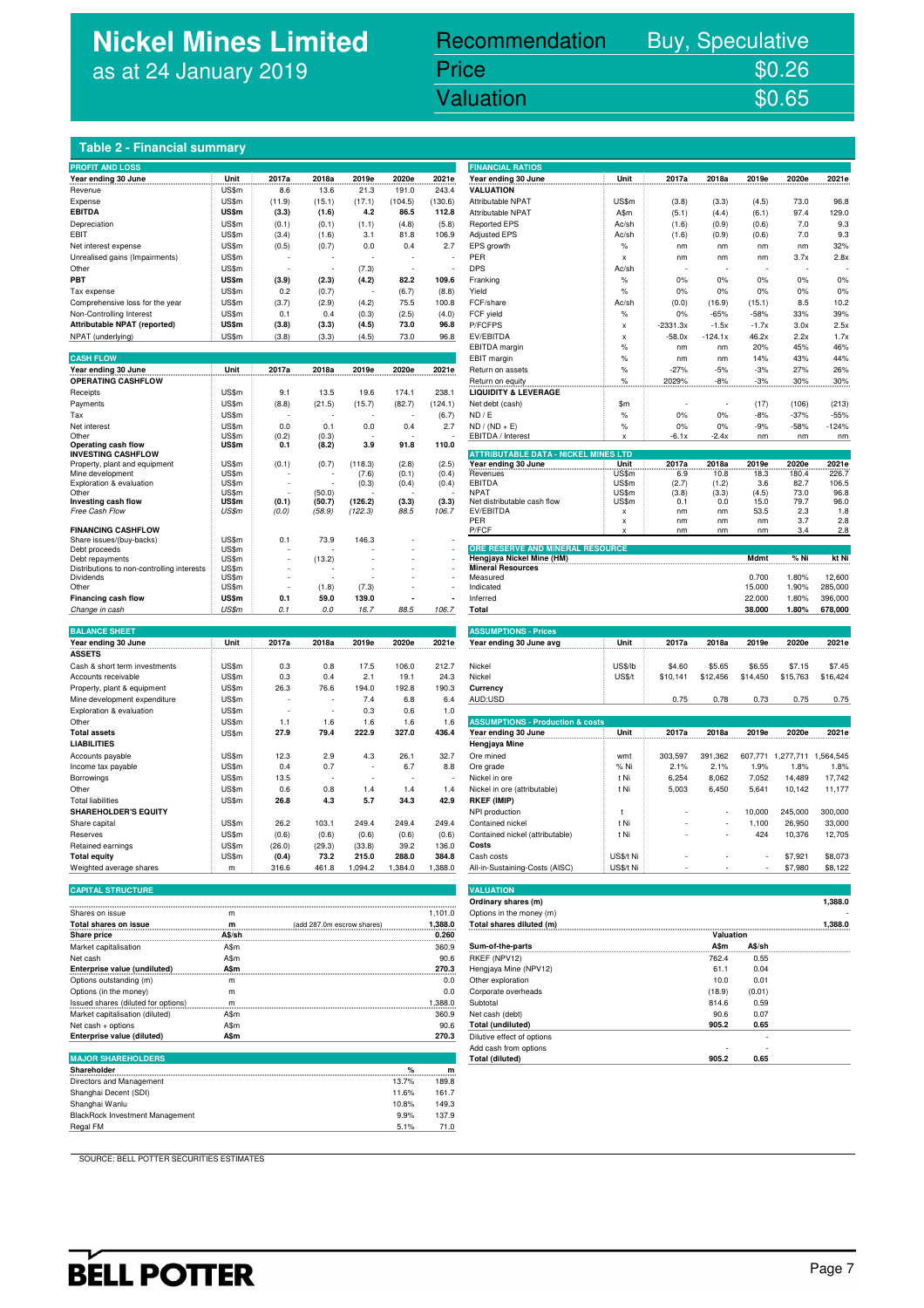# Nickel Mines Limited
as at 24 January 2019

| Recommendation | Buy, Speculative |
|---|---|
| Price | $0.26 |
| Valuation | $0.65 |

## Table 2 - Financial summary

**PROFIT AND LOSS**

| Year ending 30 June | Unit | 2017a | 2018a | 2019e | 2020e | 2021e |
|---|---|---|---|---|---|---|
| Revenue | US$m | 8.6 | 13.6 | 21.3 | 191.0 | 243.4 |
| Expense | US$m | (11.9) | (15.1) | (17.1) | (104.5) | (130.6) |
| **EBITDA** | **US$m** | **(3.3)** | **(1.6)** | **4.2** | **86.5** | **112.8** |
| Depreciation | US$m | (0.1) | (0.1) | (1.1) | (4.8) | (5.8) |
| EBIT | US$m | (3.4) | (1.6) | 3.1 | 81.8 | 106.9 |
| Net interest expense | US$m | (0.5) | (0.7) | 0.0 | 0.4 | 2.7 |
| Unrealised gains (Impairments) | US$m | - | - | - | - | - |
| Other | US$m | - | - | (7.3) | - | - |
| **PBT** | **US$m** | **(3.9)** | **(2.3)** | **(4.2)** | **82.2** | **109.6** |
| Tax expense | US$m | 0.2 | (0.7) | - | (6.7) | (8.8) |
| Comprehensive loss for the year | US$m | (3.7) | (2.9) | (4.2) | 75.5 | 100.8 |
| Non-Controlling Interest | US$m | 0.1 | 0.4 | (0.3) | (2.5) | (4.0) |
| **Attributable NPAT (reported)** | **US$m** | **(3.8)** | **(3.3)** | **(4.5)** | **73.0** | **96.8** |
| NPAT (underlying) | US$m | (3.8) | (3.3) | (4.5) | 73.0 | 96.8 |

**CASH FLOW**

| Year ending 30 June | Unit | 2017a | 2018a | 2019e | 2020e | 2021e |
|---|---|---|---|---|---|---|
| **OPERATING CASHFLOW** | | | | | | |
| Receipts | US$m | 9.1 | 13.5 | 19.6 | 174.1 | 238.1 |
| Payments | US$m | (8.8) | (21.5) | (15.7) | (82.7) | (124.1) |
| Tax | US$m | - | - | - | - | (6.7) |
| Net interest | US$m | 0.0 | 0.1 | 0.0 | 0.4 | 2.7 |
| Other | US$m | (0.2) | (0.3) | - | - | - |
| **Operating cash flow** | **US$m** | **0.1** | **(8.2)** | **3.9** | **91.8** | **110.0** |
| **INVESTING CASHFLOW** | | | | | | |
| Property, plant and equipment | US$m | (0.1) | (0.7) | (118.3) | (2.8) | (2.5) |
| Mine development | US$m | - | - | (7.6) | (0.1) | (0.4) |
| Exploration & evaluation | US$m | - | - | (0.3) | (0.4) | (0.4) |
| Other | US$m | - | (50.0) | - | - | - |
| **Investing cash flow** | **US$m** | **(0.1)** | **(50.7)** | **(126.2)** | **(3.3)** | **(3.3)** |
| *Free Cash Flow* | *US$m* | *(0.0)* | *(58.9)* | *(122.3)* | *88.5* | *106.7* |
| **FINANCING CASHFLOW** | | | | | | |
| Share issues/(buy-backs) | US$m | 0.1 | 73.9 | 146.3 | - | - |
| Debt proceeds | US$m | - | - | - | - | - |
| Debt repayments | US$m | - | (13.2) | - | - | - |
| Distributions to non-controlling interests | US$m | - | - | - | - | - |
| Dividends | US$m | - | - | - | - | - |
| Other | US$m | - | (1.8) | (7.3) | - | - |
| **Financing cash flow** | **US$m** | **0.1** | **59.0** | **139.0** | **-** | **-** |
| *Change in cash* | *US$m* | *0.1* | *0.0* | *16.7* | *88.5* | *106.7* |

**BALANCE SHEET**

| Year ending 30 June | Unit | 2017a | 2018a | 2019e | 2020e | 2021e |
|---|---|---|---|---|---|---|
| **ASSETS** | | | | | | |
| Cash & short term investments | US$m | 0.3 | 0.8 | 17.5 | 106.0 | 212.7 |
| Accounts receivable | US$m | 0.3 | 0.4 | 2.1 | 19.1 | 24.3 |
| Property, plant & equipment | US$m | 26.3 | 76.6 | 194.0 | 192.8 | 190.3 |
| Mine development expenditure | US$m | - | - | 7.4 | 6.8 | 6.4 |
| Exploration & evaluation | US$m | - | - | 0.3 | 0.6 | 1.0 |
| Other | US$m | 1.1 | 1.6 | 1.6 | 1.6 | 1.6 |
| **Total assets** | **US$m** | **27.9** | **79.4** | **222.9** | **327.0** | **436.4** |
| **LIABILITIES** | | | | | | |
| Accounts payable | US$m | 12.3 | 2.9 | 4.3 | 26.1 | 32.7 |
| Income tax payable | US$m | 0.4 | 0.7 | - | 6.7 | 8.8 |
| Borrowings | US$m | 13.5 | - | - | - | - |
| Other | US$m | 0.6 | 0.8 | 1.4 | 1.4 | 1.4 |
| Total liabilities | US$m | 26.8 | 4.3 | 5.7 | 34.3 | 42.9 |
| **SHAREHOLDER'S EQUITY** | | | | | | |
| Share capital | US$m | 26.2 | 103.1 | 249.4 | 249.4 | 249.4 |
| Reserves | US$m | (0.6) | (0.6) | (0.6) | (0.6) | (0.6) |
| Retained earnings | US$m | (26.0) | (29.3) | (33.8) | 39.2 | 136.0 |
| **Total equity** | **US$m** | **(0.4)** | **73.2** | **215.0** | **288.0** | **384.8** |
| Weighted average shares | m | 316.6 | 461.8 | 1,094.2 | 1,384.0 | 1,388.0 |

**CAPITAL STRUCTURE**

| | | | |
|---|---|---|---|
| Shares on issue | m | | 1,101.0 |
| **Total shares on issue** | **m** | (add 287.0m escrow shares) | **1,388.0** |
| **Share price** | **A$/sh** | | **0.260** |
| Market capitalisation | A$m | | 360.9 |
| Net cash | A$m | | 90.6 |
| **Enterprise value (undiluted)** | **A$m** | | **270.3** |
| Options outstanding (m) | m | | 0.0 |
| Options (in the money) | m | | 0.0 |
| Issued shares (diluted for options) | m | | 1,388.0 |
| Market capitalisation (diluted) | A$m | | 360.9 |
| Net cash + options | A$m | | 90.6 |
| **Enterprise value (diluted)** | **A$m** | | **270.3** |

**MAJOR SHAREHOLDERS**

| Shareholder | % | m |
|---|---|---|
| Directors and Management | 13.7% | 189.8 |
| Shanghai Decent (SDI) | 11.6% | 161.7 |
| Shanghai Wanlu | 10.8% | 149.3 |
| BlackRock Investment Management | 9.9% | 137.9 |
| Regal FM | 5.1% | 71.0 |

**FINANCIAL RATIOS**

| Year ending 30 June | Unit | 2017a | 2018a | 2019e | 2020e | 2021e |
|---|---|---|---|---|---|---|
| **VALUATION** | | | | | | |
| Attributable NPAT | US$m | (3.8) | (3.3) | (4.5) | 73.0 | 96.8 |
| Attributable NPAT | A$m | (5.1) | (4.4) | (6.1) | 97.4 | 129.0 |
| Reported EPS | Ac/sh | (1.6) | (0.9) | (0.6) | 7.0 | 9.3 |
| Adjusted EPS | Ac/sh | (1.6) | (0.9) | (0.6) | 7.0 | 9.3 |
| EPS growth | % | nm | nm | nm | nm | 32% |
| PER | x | nm | nm | nm | 3.7x | 2.8x |
| DPS | Ac/sh | - | - | - | - | - |
| Franking | % | 0% | 0% | 0% | 0% | 0% |
| Yield | % | 0% | 0% | 0% | 0% | 0% |
| FCF/share | Ac/sh | (0.0) | (16.9) | (15.1) | 8.5 | 10.2 |
| FCF yield | % | 0% | -65% | -58% | 33% | 39% |
| P/FCFPS | x | -2331.3x | -1.5x | -1.7x | 3.0x | 2.5x |
| EV/EBITDA | x | -58.0x | -124.1x | 46.2x | 2.2x | 1.7x |
| EBITDA margin | % | nm | nm | 20% | 45% | 46% |
| EBIT margin | % | nm | nm | 14% | 43% | 44% |
| Return on assets | % | -27% | -5% | -3% | 27% | 26% |
| Return on equity | % | 2029% | -8% | -3% | 30% | 30% |
| **LIQUIDITY & LEVERAGE** | | | | | | |
| Net debt (cash) | $m | - | - | (17) | (106) | (213) |
| ND / E | % | 0% | 0% | -8% | -37% | -55% |
| ND / (ND + E) | % | 0% | 0% | -9% | -58% | -124% |
| EBITDA / Interest | x | -6.1x | -2.4x | nm | nm | nm |

**ATTRIBUTABLE DATA - NICKEL MINES LTD**

| Year ending 30 June | Unit | 2017a | 2018a | 2019e | 2020e | 2021e |
|---|---|---|---|---|---|---|
| Revenues | US$m | 6.9 | 10.8 | 18.3 | 180.4 | 226.7 |
| EBITDA | US$m | (2.7) | (1.2) | 3.6 | 82.7 | 106.5 |
| NPAT | US$m | (3.8) | (3.3) | (4.5) | 73.0 | 96.8 |
| Net distributable cash flow | US$m | 0.1 | 0.0 | 15.0 | 79.7 | 96.0 |
| EV/EBITDA | x | nm | nm | 53.5 | 2.3 | 1.8 |
| PER | x | nm | nm | nm | 3.7 | 2.8 |
| P/FCF | x | nm | nm | nm | 3.4 | 2.8 |

**ORE RESERVE AND MINERAL RESOURCE**

| Hengjaya Nickel Mine (HM) | Mdmt | % Ni | kt Ni |
|---|---|---|---|
| **Mineral Resources** | | | |
| Measured | 0.700 | 1.80% | 12,600 |
| Indicated | 15.000 | 1.90% | 285,000 |
| Inferred | 22.000 | 1.80% | 396,000 |
| **Total** | **38.000** | **1.80%** | **678,000** |

**ASSUMPTIONS - Prices**

| Year ending 30 June avg | Unit | 2017a | 2018a | 2019e | 2020e | 2021e |
|---|---|---|---|---|---|---|
| Nickel | US$/lb | $4.60 | $5.65 | $6.55 | $7.15 | $7.45 |
| Nickel | US$/t | $10,141 | $12,456 | $14,450 | $15,763 | $16,424 |
| **Currency** | | | | | | |
| AUD:USD | | 0.75 | 0.78 | 0.73 | 0.75 | 0.75 |

**ASSUMPTIONS - Production & costs**

| Year ending 30 June | Unit | 2017a | 2018a | 2019e | 2020e | 2021e |
|---|---|---|---|---|---|---|
| **Hengjaya Mine** | | | | | | |
| Ore mined | wmt | 303,597 | 391,362 | 607,771 | 1,277,711 | 1,564,545 |
| Ore grade | % Ni | 2.1% | 2.1% | 1.9% | 1.8% | 1.8% |
| Nickel in ore | t Ni | 6,254 | 8,062 | 7,052 | 14,489 | 17,742 |
| Nickel in ore (attributable) | t Ni | 5,003 | 6,450 | 5,641 | 10,142 | 11,177 |
| **RKEF (IMIP)** | | | | | | |
| NPI production | t | - | - | 10,000 | 245,000 | 300,000 |
| Contained nickel | t Ni | - | - | 1,100 | 26,950 | 33,000 |
| Contained nickel (attributable) | t Ni | - | - | 424 | 10,376 | 12,705 |
| **Costs** | | | | | | |
| Cash costs | US$/t Ni | - | - | - | $7,921 | $8,073 |
| All-in-Sustaining-Costs (AISC) | US$/t Ni | - | - | - | $7,980 | $8,122 |

**VALUATION**

| | | |
|---|---|---|
| **Ordinary shares (m)** | | **1,388.0** |
| Options in the money (m) | | - |
| **Total shares diluted (m)** | | **1,388.0** |

| | Valuation | |
|---|---|---|
| **Sum-of-the-parts** | **A$m** | **A$/sh** |
| RKEF (NPV12) | 762.4 | 0.55 |
| Hengjaya Mine (NPV12) | 61.1 | 0.04 |
| Other exploration | 10.0 | 0.01 |
| Corporate overheads | (18.9) | (0.01) |
| Subtotal | 814.6 | 0.59 |
| Net cash (debt) | 90.6 | 0.07 |
| **Total (undiluted)** | **905.2** | **0.65** |
| Dilutive effect of options | | - |
| Add cash from options | - | - |
| **Total (diluted)** | **905.2** | **0.65** |

SOURCE: BELL POTTER SECURITIES ESTIMATES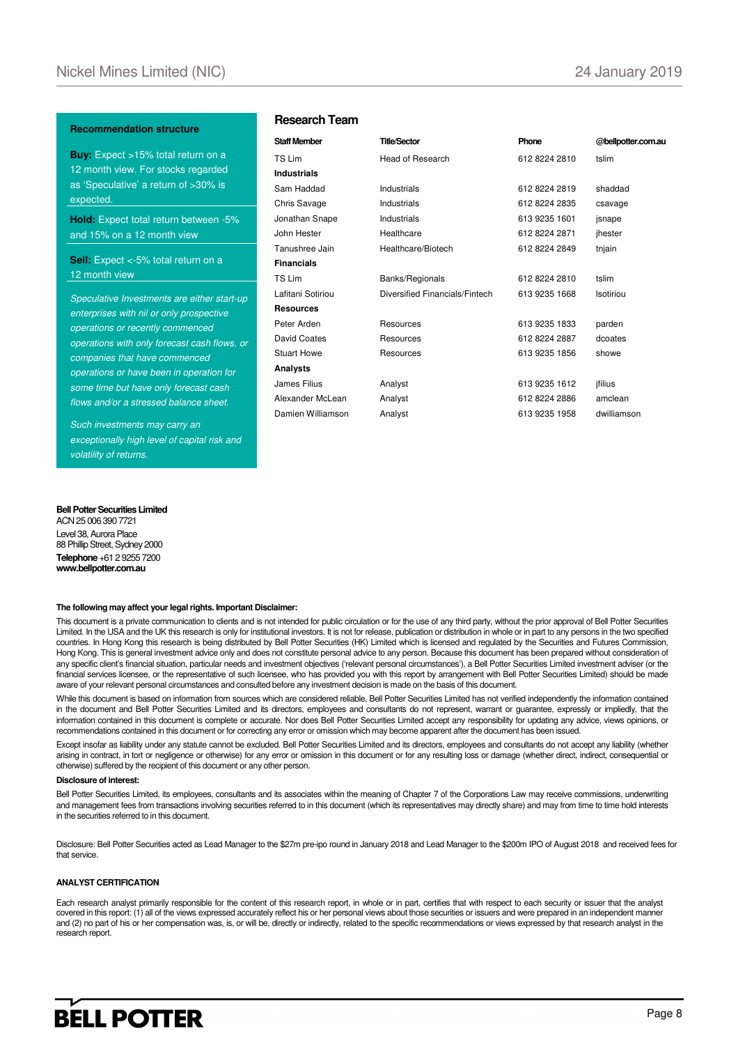### Recommendation structure

**Buy:** Expect >15% total return on a 12 month view. For stocks regarded as 'Speculative' a return of >30% is expected.

**Hold:** Expect total return between -5% and 15% on a 12 month view

**Sell:** Expect <-5% total return on a 12 month view

*Speculative Investments are either start-up enterprises with nil or only prospective operations or recently commenced operations with only forecast cash flows, or companies that have commenced operations or have been in operation for some time but have only forecast cash flows and/or a stressed balance sheet.*

*Such investments may carry an exceptionally high level of capital risk and volatility of returns.*

## Research Team

| Staff Member | Title/Sector | Phone | @bellpotter.com.au |
|---|---|---|---|
| TS Lim | Head of Research | 612 8224 2810 | tslim |
| **Industrials** | | | |
| Sam Haddad | Industrials | 612 8224 2819 | shaddad |
| Chris Savage | Industrials | 612 8224 2835 | csavage |
| Jonathan Snape | Industrials | 613 9235 1601 | jsnape |
| John Hester | Healthcare | 612 8224 2871 | jhester |
| Tanushree Jain | Healthcare/Biotech | 612 8224 2849 | tnjain |
| **Financials** | | | |
| TS Lim | Banks/Regionals | 612 8224 2810 | tslim |
| Lafitani Sotiriou | Diversified Financials/Fintech | 613 9235 1668 | lsotiriou |
| **Resources** | | | |
| Peter Arden | Resources | 613 9235 1833 | parden |
| David Coates | Resources | 612 8224 2887 | dcoates |
| Stuart Howe | Resources | 613 9235 1856 | showe |
| **Analysts** | | | |
| James Filius | Analyst | 613 9235 1612 | jfilius |
| Alexander McLean | Analyst | 612 8224 2886 | amclean |
| Damien Williamson | Analyst | 613 9235 1958 | dwilliamson |

**Bell Potter Securities Limited**
ACN 25 006 390 7721
Level 38, Aurora Place
88 Phillip Street, Sydney 2000
**Telephone** +61 2 9255 7200
**www.bellpotter.com.au**

**The following may affect your legal rights. Important Disclaimer:**

This document is a private communication to clients and is not intended for public circulation or for the use of any third party, without the prior approval of Bell Potter Securities Limited. In the USA and the UK this research is only for institutional investors. It is not for release, publication or distribution in whole or in part to any persons in the two specified countries. In Hong Kong this research is being distributed by Bell Potter Securities (HK) Limited which is licensed and regulated by the Securities and Futures Commission, Hong Kong. This is general investment advice only and does not constitute personal advice to any person. Because this document has been prepared without consideration of any specific client's financial situation, particular needs and investment objectives ('relevant personal circumstances'), a Bell Potter Securities Limited investment adviser (or the financial services licensee, or the representative of such licensee, who has provided you with this report by arrangement with Bell Potter Securities Limited) should be made aware of your relevant personal circumstances and consulted before any investment decision is made on the basis of this document.

While this document is based on information from sources which are considered reliable, Bell Potter Securities Limited has not verified independently the information contained in the document and Bell Potter Securities Limited and its directors, employees and consultants do not represent, warrant or guarantee, expressly or impliedly, that the information contained in this document is complete or accurate. Nor does Bell Potter Securities Limited accept any responsibility for updating any advice, views opinions, or recommendations contained in this document or for correcting any error or omission which may become apparent after the document has been issued.

Except insofar as liability under any statute cannot be excluded. Bell Potter Securities Limited and its directors, employees and consultants do not accept any liability (whether arising in contract, in tort or negligence or otherwise) for any error or omission in this document or for any resulting loss or damage (whether direct, indirect, consequential or otherwise) suffered by the recipient of this document or any other person.

**Disclosure of interest:**

Bell Potter Securities Limited, its employees, consultants and its associates within the meaning of Chapter 7 of the Corporations Law may receive commissions, underwriting and management fees from transactions involving securities referred to in this document (which its representatives may directly share) and may from time to time hold interests in the securities referred to in this document.

Disclosure: Bell Potter Securities acted as Lead Manager to the $27m pre-ipo round in January 2018 and Lead Manager to the $200m IPO of August 2018 and received fees for that service.

**ANALYST CERTIFICATION**

Each research analyst primarily responsible for the content of this research report, in whole or in part, certifies that with respect to each security or issuer that the analyst covered in this report: (1) all of the views expressed accurately reflect his or her personal views about those securities or issuers and were prepared in an independent manner and (2) no part of his or her compensation was, is, or will be, directly or indirectly, related to the specific recommendations or views expressed by that research analyst in the research report.